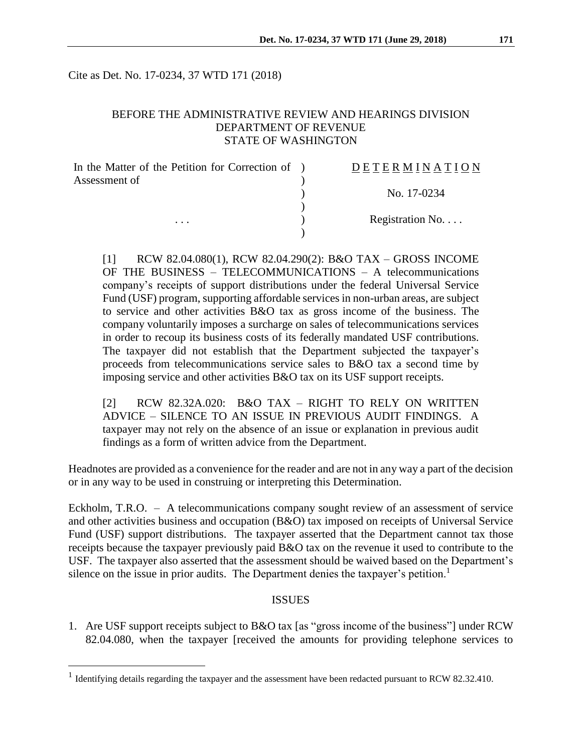Cite as Det. No. 17-0234, 37 WTD 171 (2018)

BEFORE THE ADMINISTRATIVE REVIEW AND HEARINGS DIVISION
DEPARTMENT OF REVENUE
STATE OF WASHINGTON

| | |
|---|---|
| In the Matter of the Petition for Correction of Assessment of | D E T E R M I N A T I O N |
| | No. 17-0234 |
| . . . | Registration No. . . . |

[1] RCW 82.04.080(1), RCW 82.04.290(2): B&O TAX – GROSS INCOME OF THE BUSINESS – TELECOMMUNICATIONS – A telecommunications company's receipts of support distributions under the federal Universal Service Fund (USF) program, supporting affordable services in non-urban areas, are subject to service and other activities B&O tax as gross income of the business. The company voluntarily imposes a surcharge on sales of telecommunications services in order to recoup its business costs of its federally mandated USF contributions. The taxpayer did not establish that the Department subjected the taxpayer's proceeds from telecommunications service sales to B&O tax a second time by imposing service and other activities B&O tax on its USF support receipts.

[2] RCW 82.32A.020: B&O TAX – RIGHT TO RELY ON WRITTEN ADVICE – SILENCE TO AN ISSUE IN PREVIOUS AUDIT FINDINGS. A taxpayer may not rely on the absence of an issue or explanation in previous audit findings as a form of written advice from the Department.

Headnotes are provided as a convenience for the reader and are not in any way a part of the decision or in any way to be used in construing or interpreting this Determination.

Eckholm, T.R.O. – A telecommunications company sought review of an assessment of service and other activities business and occupation (B&O) tax imposed on receipts of Universal Service Fund (USF) support distributions. The taxpayer asserted that the Department cannot tax those receipts because the taxpayer previously paid B&O tax on the revenue it used to contribute to the USF. The taxpayer also asserted that the assessment should be waived based on the Department's silence on the issue in prior audits. The Department denies the taxpayer's petition.[1]

## ISSUES

1. Are USF support receipts subject to B&O tax [as "gross income of the business"] under RCW 82.04.080, when the taxpayer [received the amounts for providing telephone services to

[1] Identifying details regarding the taxpayer and the assessment have been redacted pursuant to RCW 82.32.410.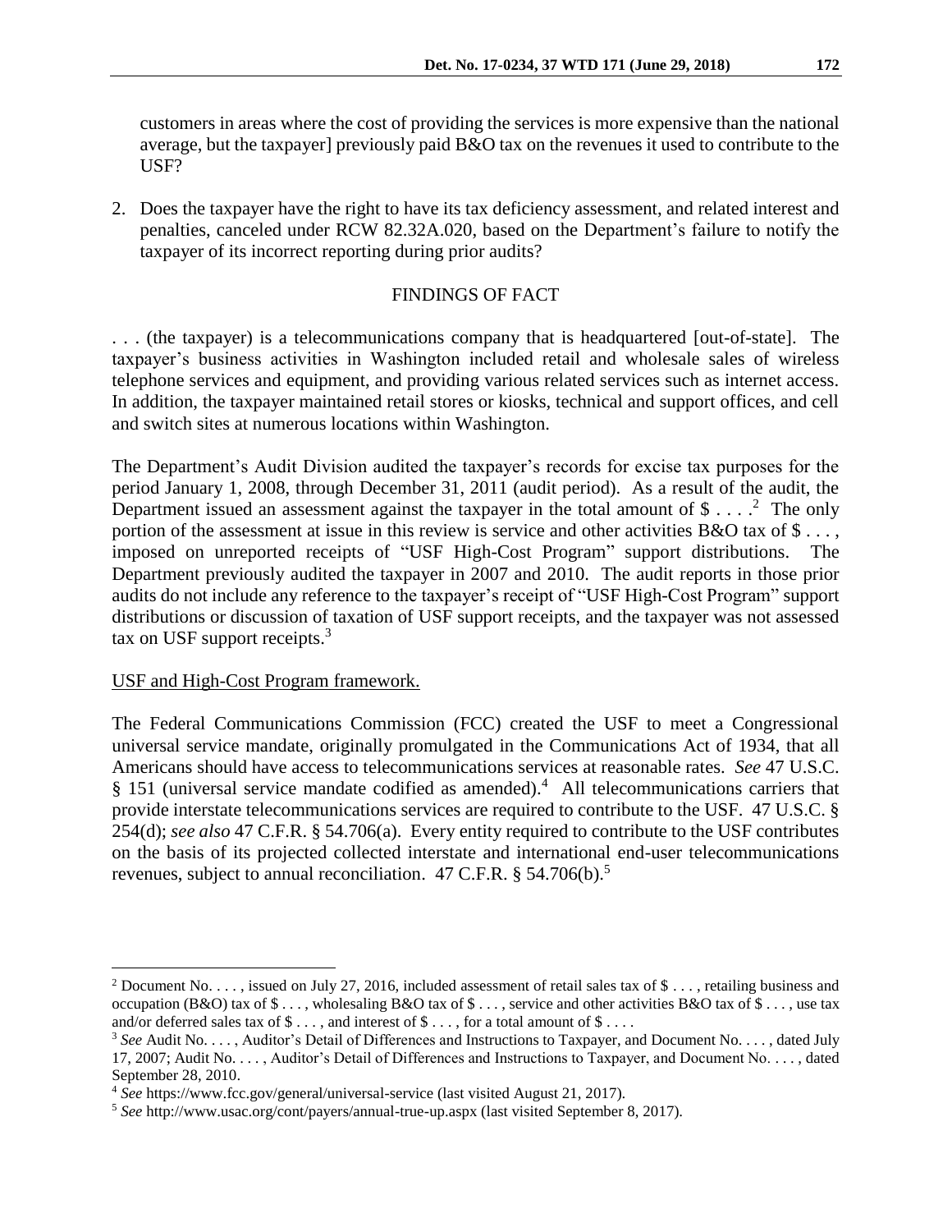customers in areas where the cost of providing the services is more expensive than the national average, but the taxpayer] previously paid B&O tax on the revenues it used to contribute to the USF?

2. Does the taxpayer have the right to have its tax deficiency assessment, and related interest and penalties, canceled under RCW 82.32A.020, based on the Department's failure to notify the taxpayer of its incorrect reporting during prior audits?

## FINDINGS OF FACT

. . . (the taxpayer) is a telecommunications company that is headquartered [out-of-state]. The taxpayer's business activities in Washington included retail and wholesale sales of wireless telephone services and equipment, and providing various related services such as internet access. In addition, the taxpayer maintained retail stores or kiosks, technical and support offices, and cell and switch sites at numerous locations within Washington.

The Department's Audit Division audited the taxpayer's records for excise tax purposes for the period January 1, 2008, through December 31, 2011 (audit period). As a result of the audit, the Department issued an assessment against the taxpayer in the total amount of $ . . . .[2] The only portion of the assessment at issue in this review is service and other activities B&O tax of $ . . . , imposed on unreported receipts of "USF High-Cost Program" support distributions. The Department previously audited the taxpayer in 2007 and 2010. The audit reports in those prior audits do not include any reference to the taxpayer's receipt of "USF High-Cost Program" support distributions or discussion of taxation of USF support receipts, and the taxpayer was not assessed tax on USF support receipts.[3]

USF and High-Cost Program framework.

The Federal Communications Commission (FCC) created the USF to meet a Congressional universal service mandate, originally promulgated in the Communications Act of 1934, that all Americans should have access to telecommunications services at reasonable rates. *See* 47 U.S.C. § 151 (universal service mandate codified as amended).[4] All telecommunications carriers that provide interstate telecommunications services are required to contribute to the USF. 47 U.S.C. § 254(d); *see also* 47 C.F.R. § 54.706(a). Every entity required to contribute to the USF contributes on the basis of its projected collected interstate and international end-user telecommunications revenues, subject to annual reconciliation. 47 C.F.R. § 54.706(b).[5]

---

[2] Document No. . . . , issued on July 27, 2016, included assessment of retail sales tax of $ . . . , retailing business and occupation (B&O) tax of $ . . . , wholesaling B&O tax of $ . . . , service and other activities B&O tax of $ . . . , use tax and/or deferred sales tax of $ . . . , and interest of $ . . . , for a total amount of $ . . . .

[3] *See* Audit No. . . . , Auditor's Detail of Differences and Instructions to Taxpayer, and Document No. . . . , dated July 17, 2007; Audit No. . . . , Auditor's Detail of Differences and Instructions to Taxpayer, and Document No. . . . , dated September 28, 2010.

[4] *See* https://www.fcc.gov/general/universal-service (last visited August 21, 2017).

[5] *See* http://www.usac.org/cont/payers/annual-true-up.aspx (last visited September 8, 2017).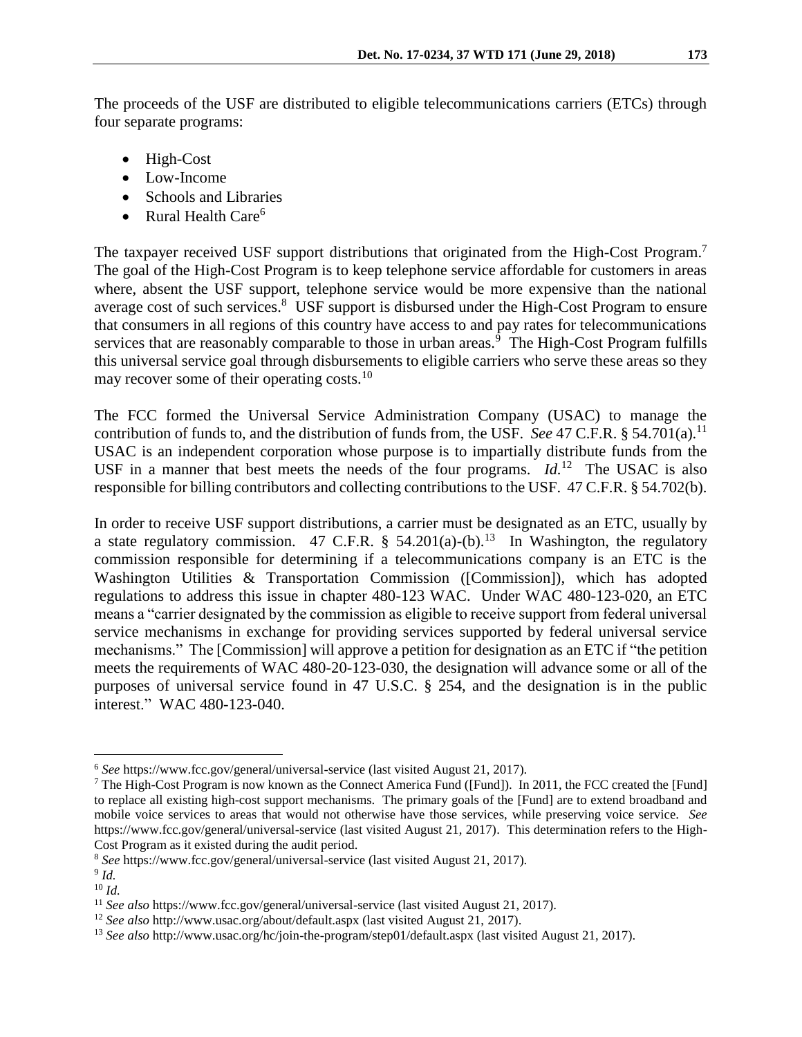The proceeds of the USF are distributed to eligible telecommunications carriers (ETCs) through four separate programs:

- High-Cost
- Low-Income
- Schools and Libraries
- Rural Health Care[6]

The taxpayer received USF support distributions that originated from the High-Cost Program.[7] The goal of the High-Cost Program is to keep telephone service affordable for customers in areas where, absent the USF support, telephone service would be more expensive than the national average cost of such services.[8] USF support is disbursed under the High-Cost Program to ensure that consumers in all regions of this country have access to and pay rates for telecommunications services that are reasonably comparable to those in urban areas.[9] The High-Cost Program fulfills this universal service goal through disbursements to eligible carriers who serve these areas so they may recover some of their operating costs.[10]

The FCC formed the Universal Service Administration Company (USAC) to manage the contribution of funds to, and the distribution of funds from, the USF. *See* 47 C.F.R. § 54.701(a).[11] USAC is an independent corporation whose purpose is to impartially distribute funds from the USF in a manner that best meets the needs of the four programs. *Id.*[12] The USAC is also responsible for billing contributors and collecting contributions to the USF. 47 C.F.R. § 54.702(b).

In order to receive USF support distributions, a carrier must be designated as an ETC, usually by a state regulatory commission. 47 C.F.R. § 54.201(a)-(b).[13] In Washington, the regulatory commission responsible for determining if a telecommunications company is an ETC is the Washington Utilities & Transportation Commission ([Commission]), which has adopted regulations to address this issue in chapter 480-123 WAC. Under WAC 480-123-020, an ETC means a "carrier designated by the commission as eligible to receive support from federal universal service mechanisms in exchange for providing services supported by federal universal service mechanisms." The [Commission] will approve a petition for designation as an ETC if "the petition meets the requirements of WAC 480-20-123-030, the designation will advance some or all of the purposes of universal service found in 47 U.S.C. § 254, and the designation is in the public interest." WAC 480-123-040.

---

[6] *See* https://www.fcc.gov/general/universal-service (last visited August 21, 2017).

[7] The High-Cost Program is now known as the Connect America Fund ([Fund]). In 2011, the FCC created the [Fund] to replace all existing high-cost support mechanisms. The primary goals of the [Fund] are to extend broadband and mobile voice services to areas that would not otherwise have those services, while preserving voice service. *See* https://www.fcc.gov/general/universal-service (last visited August 21, 2017). This determination refers to the High-Cost Program as it existed during the audit period.

[8] *See* https://www.fcc.gov/general/universal-service (last visited August 21, 2017).

[9] *Id.*

[10] *Id.*

[11] *See also* https://www.fcc.gov/general/universal-service (last visited August 21, 2017).

[12] *See also* http://www.usac.org/about/default.aspx (last visited August 21, 2017).

[13] *See also* http://www.usac.org/hc/join-the-program/step01/default.aspx (last visited August 21, 2017).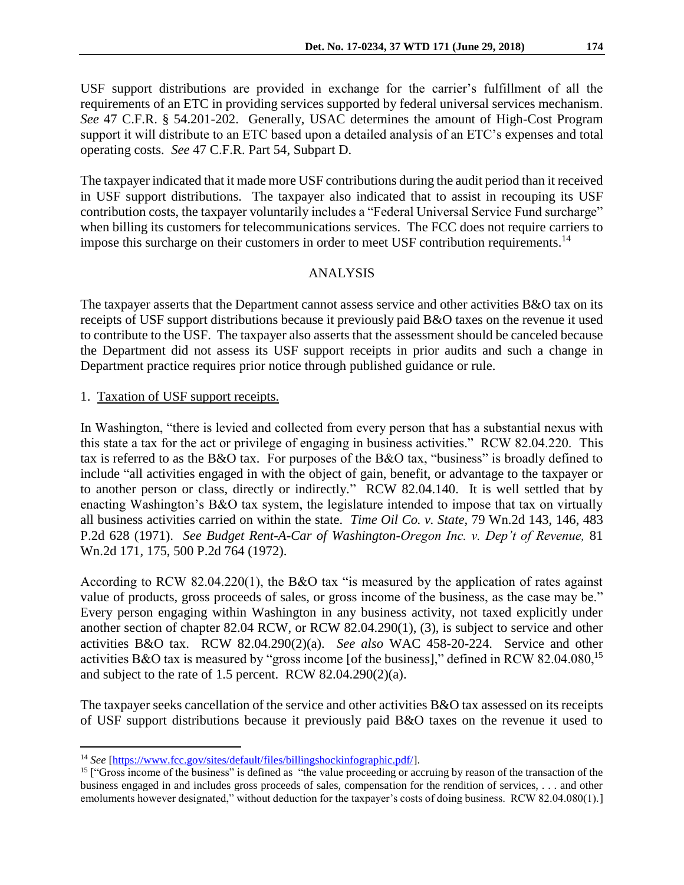USF support distributions are provided in exchange for the carrier's fulfillment of all the requirements of an ETC in providing services supported by federal universal services mechanism. *See* 47 C.F.R. § 54.201-202. Generally, USAC determines the amount of High-Cost Program support it will distribute to an ETC based upon a detailed analysis of an ETC's expenses and total operating costs. *See* 47 C.F.R. Part 54, Subpart D.

The taxpayer indicated that it made more USF contributions during the audit period than it received in USF support distributions. The taxpayer also indicated that to assist in recouping its USF contribution costs, the taxpayer voluntarily includes a "Federal Universal Service Fund surcharge" when billing its customers for telecommunications services. The FCC does not require carriers to impose this surcharge on their customers in order to meet USF contribution requirements.[14]

## ANALYSIS

The taxpayer asserts that the Department cannot assess service and other activities B&O tax on its receipts of USF support distributions because it previously paid B&O taxes on the revenue it used to contribute to the USF. The taxpayer also asserts that the assessment should be canceled because the Department did not assess its USF support receipts in prior audits and such a change in Department practice requires prior notice through published guidance or rule.

1. <u>Taxation of USF support receipts.</u>

In Washington, "there is levied and collected from every person that has a substantial nexus with this state a tax for the act or privilege of engaging in business activities." RCW 82.04.220. This tax is referred to as the B&O tax. For purposes of the B&O tax, "business" is broadly defined to include "all activities engaged in with the object of gain, benefit, or advantage to the taxpayer or to another person or class, directly or indirectly." RCW 82.04.140. It is well settled that by enacting Washington's B&O tax system, the legislature intended to impose that tax on virtually all business activities carried on within the state. *Time Oil Co. v. State,* 79 Wn.2d 143, 146, 483 P.2d 628 (1971). *See Budget Rent-A-Car of Washington-Oregon Inc. v. Dep't of Revenue,* 81 Wn.2d 171, 175, 500 P.2d 764 (1972).

According to RCW 82.04.220(1), the B&O tax "is measured by the application of rates against value of products, gross proceeds of sales, or gross income of the business, as the case may be." Every person engaging within Washington in any business activity, not taxed explicitly under another section of chapter 82.04 RCW, or RCW 82.04.290(1), (3), is subject to service and other activities B&O tax. RCW 82.04.290(2)(a). *See also* WAC 458-20-224. Service and other activities B&O tax is measured by "gross income [of the business]," defined in RCW 82.04.080,[15] and subject to the rate of 1.5 percent. RCW 82.04.290(2)(a).

The taxpayer seeks cancellation of the service and other activities B&O tax assessed on its receipts of USF support distributions because it previously paid B&O taxes on the revenue it used to

---

[14] *See* [https://www.fcc.gov/sites/default/files/billingshockinfographic.pdf/].

[15] ["Gross income of the business" is defined as "the value proceeding or accruing by reason of the transaction of the business engaged in and includes gross proceeds of sales, compensation for the rendition of services, . . . and other emoluments however designated," without deduction for the taxpayer's costs of doing business. RCW 82.04.080(1).]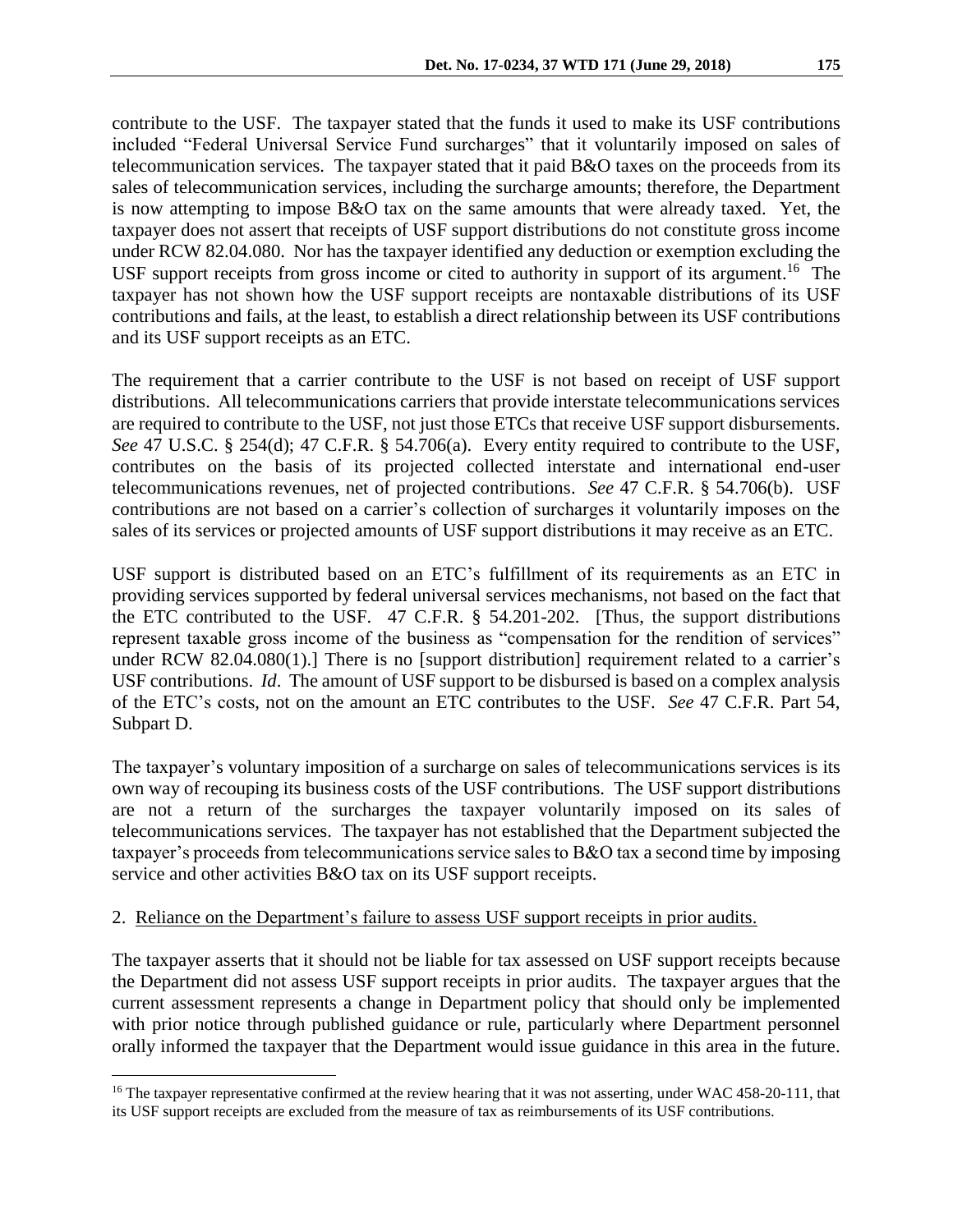contribute to the USF. The taxpayer stated that the funds it used to make its USF contributions included "Federal Universal Service Fund surcharges" that it voluntarily imposed on sales of telecommunication services. The taxpayer stated that it paid B&O taxes on the proceeds from its sales of telecommunication services, including the surcharge amounts; therefore, the Department is now attempting to impose B&O tax on the same amounts that were already taxed. Yet, the taxpayer does not assert that receipts of USF support distributions do not constitute gross income under RCW 82.04.080. Nor has the taxpayer identified any deduction or exemption excluding the USF support receipts from gross income or cited to authority in support of its argument.[16] The taxpayer has not shown how the USF support receipts are nontaxable distributions of its USF contributions and fails, at the least, to establish a direct relationship between its USF contributions and its USF support receipts as an ETC.

The requirement that a carrier contribute to the USF is not based on receipt of USF support distributions. All telecommunications carriers that provide interstate telecommunications services are required to contribute to the USF, not just those ETCs that receive USF support disbursements. *See* 47 U.S.C. § 254(d); 47 C.F.R. § 54.706(a). Every entity required to contribute to the USF, contributes on the basis of its projected collected interstate and international end-user telecommunications revenues, net of projected contributions. *See* 47 C.F.R. § 54.706(b). USF contributions are not based on a carrier's collection of surcharges it voluntarily imposes on the sales of its services or projected amounts of USF support distributions it may receive as an ETC.

USF support is distributed based on an ETC's fulfillment of its requirements as an ETC in providing services supported by federal universal services mechanisms, not based on the fact that the ETC contributed to the USF. 47 C.F.R. § 54.201-202. [Thus, the support distributions represent taxable gross income of the business as "compensation for the rendition of services" under RCW 82.04.080(1).] There is no [support distribution] requirement related to a carrier's USF contributions. *Id*. The amount of USF support to be disbursed is based on a complex analysis of the ETC's costs, not on the amount an ETC contributes to the USF. *See* 47 C.F.R. Part 54, Subpart D.

The taxpayer's voluntary imposition of a surcharge on sales of telecommunications services is its own way of recouping its business costs of the USF contributions. The USF support distributions are not a return of the surcharges the taxpayer voluntarily imposed on its sales of telecommunications services. The taxpayer has not established that the Department subjected the taxpayer's proceeds from telecommunications service sales to B&O tax a second time by imposing service and other activities B&O tax on its USF support receipts.

2. Reliance on the Department's failure to assess USF support receipts in prior audits.

The taxpayer asserts that it should not be liable for tax assessed on USF support receipts because the Department did not assess USF support receipts in prior audits. The taxpayer argues that the current assessment represents a change in Department policy that should only be implemented with prior notice through published guidance or rule, particularly where Department personnel orally informed the taxpayer that the Department would issue guidance in this area in the future.

[16] The taxpayer representative confirmed at the review hearing that it was not asserting, under WAC 458-20-111, that its USF support receipts are excluded from the measure of tax as reimbursements of its USF contributions.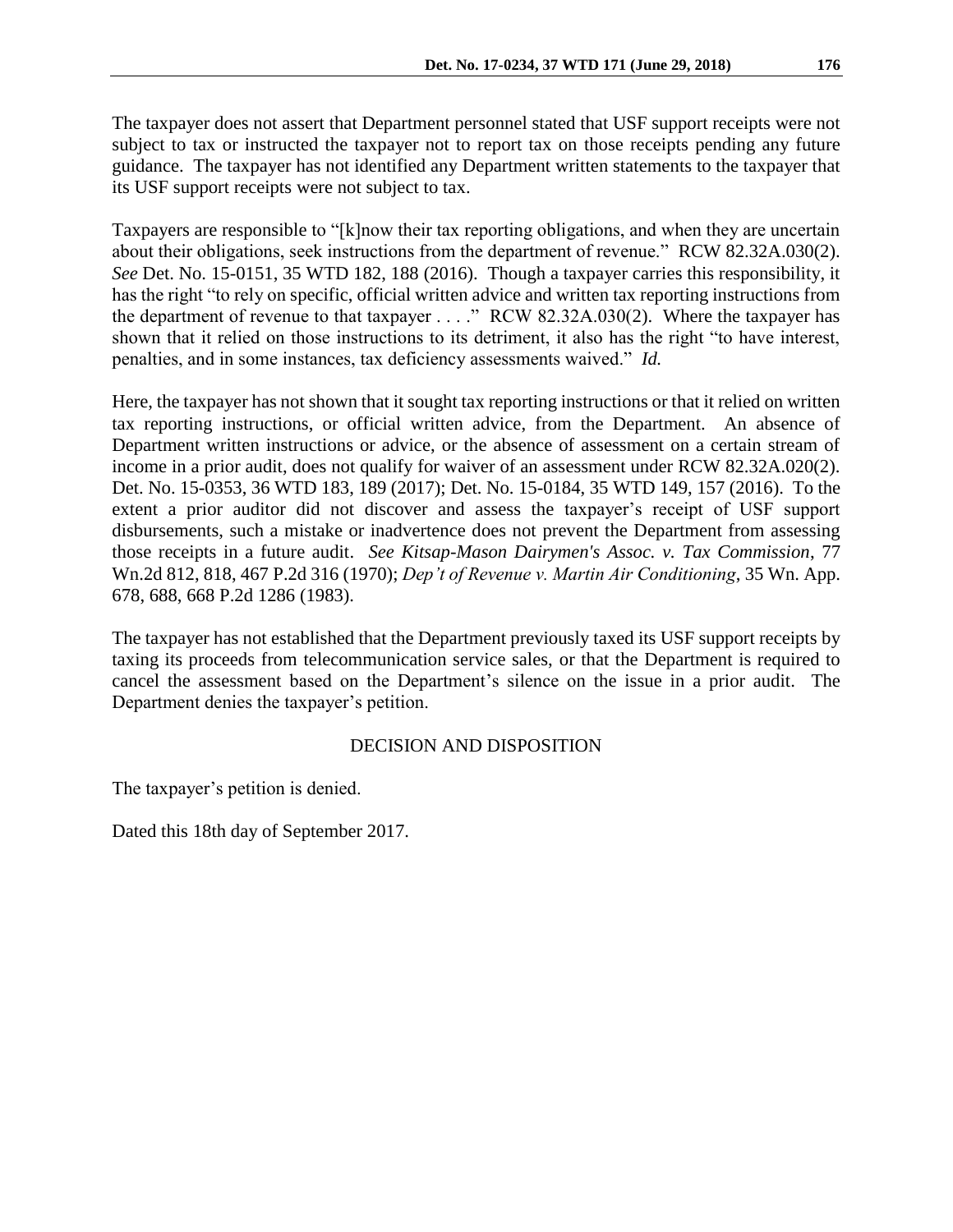The taxpayer does not assert that Department personnel stated that USF support receipts were not subject to tax or instructed the taxpayer not to report tax on those receipts pending any future guidance. The taxpayer has not identified any Department written statements to the taxpayer that its USF support receipts were not subject to tax.

Taxpayers are responsible to "[k]now their tax reporting obligations, and when they are uncertain about their obligations, seek instructions from the department of revenue." RCW 82.32A.030(2). *See* Det. No. 15-0151, 35 WTD 182, 188 (2016). Though a taxpayer carries this responsibility, it has the right "to rely on specific, official written advice and written tax reporting instructions from the department of revenue to that taxpayer . . . ." RCW 82.32A.030(2). Where the taxpayer has shown that it relied on those instructions to its detriment, it also has the right "to have interest, penalties, and in some instances, tax deficiency assessments waived." *Id.*

Here, the taxpayer has not shown that it sought tax reporting instructions or that it relied on written tax reporting instructions, or official written advice, from the Department. An absence of Department written instructions or advice, or the absence of assessment on a certain stream of income in a prior audit, does not qualify for waiver of an assessment under RCW 82.32A.020(2). Det. No. 15-0353, 36 WTD 183, 189 (2017); Det. No. 15-0184, 35 WTD 149, 157 (2016). To the extent a prior auditor did not discover and assess the taxpayer's receipt of USF support disbursements, such a mistake or inadvertence does not prevent the Department from assessing those receipts in a future audit. *See Kitsap-Mason Dairymen's Assoc. v. Tax Commission*, 77 Wn.2d 812, 818, 467 P.2d 316 (1970); *Dep't of Revenue v. Martin Air Conditioning*, 35 Wn. App. 678, 688, 668 P.2d 1286 (1983).

The taxpayer has not established that the Department previously taxed its USF support receipts by taxing its proceeds from telecommunication service sales, or that the Department is required to cancel the assessment based on the Department's silence on the issue in a prior audit. The Department denies the taxpayer's petition.

## DECISION AND DISPOSITION

The taxpayer's petition is denied.

Dated this 18th day of September 2017.